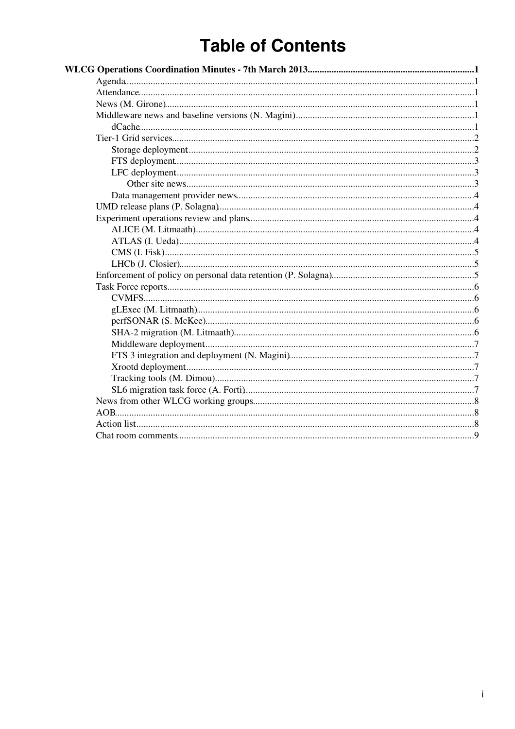# Table of Contents

**WLCG Operations Coordination Minutes - 7th March 2013**.....1

- Agenda.....1
- Attendance.....1
- News (M. Girone).....1
- Middleware news and baseline versions (N. Magini).....1
  - dCache.....1
- Tier-1 Grid services.....2
  - Storage deployment.....2
  - FTS deployment.....3
  - LFC deployment.....3
    - Other site news.....3
  - Data management provider news.....4
- UMD release plans (P. Solagna).....4
- Experiment operations review and plans.....4
  - ALICE (M. Litmaath).....4
  - ATLAS (I. Ueda).....4
  - CMS (I. Fisk).....5
  - LHCb (J. Closier).....5
- Enforcement of policy on personal data retention (P. Solagna).....5
- Task Force reports.....6
  - CVMFS.....6
  - gLExec (M. Litmaath).....6
  - perfSONAR (S. McKee).....6
  - SHA-2 migration (M. Litmaath).....6
  - Middleware deployment.....7
  - FTS 3 integration and deployment (N. Magini).....7
  - Xrootd deployment.....7
  - Tracking tools (M. Dimou).....7
  - SL6 migration task force (A. Forti).....7
- News from other WLCG working groups.....8
- AOB.....8
- Action list.....8
- Chat room comments.....9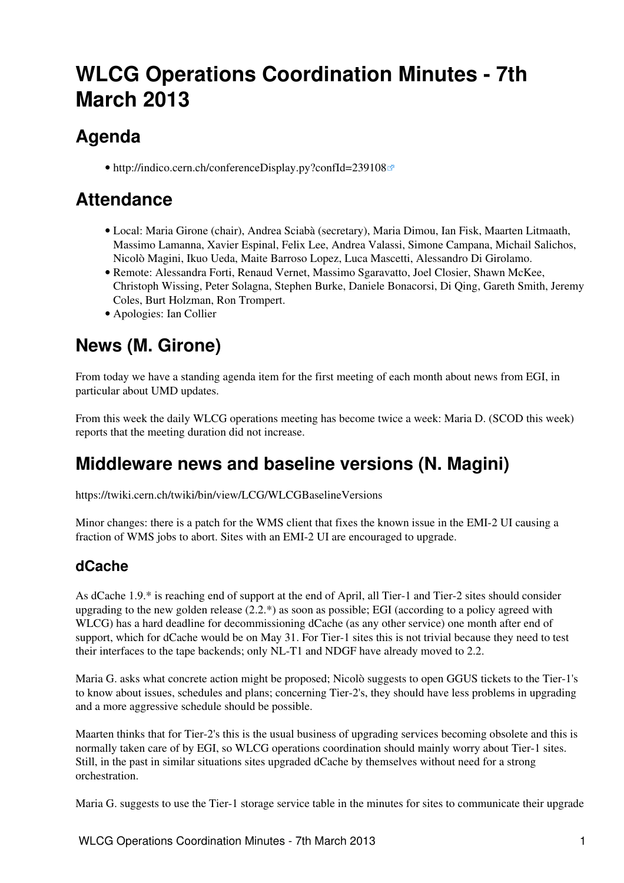# WLCG Operations Coordination Minutes - 7th March 2013

## Agenda

- http://indico.cern.ch/conferenceDisplay.py?confId=239108

## Attendance

- Local: Maria Girone (chair), Andrea Sciabà (secretary), Maria Dimou, Ian Fisk, Maarten Litmaath, Massimo Lamanna, Xavier Espinal, Felix Lee, Andrea Valassi, Simone Campana, Michail Salichos, Nicolò Magini, Ikuo Ueda, Maite Barroso Lopez, Luca Mascetti, Alessandro Di Girolamo.
- Remote: Alessandra Forti, Renaud Vernet, Massimo Sgaravatto, Joel Closier, Shawn McKee, Christoph Wissing, Peter Solagna, Stephen Burke, Daniele Bonacorsi, Di Qing, Gareth Smith, Jeremy Coles, Burt Holzman, Ron Trompert.
- Apologies: Ian Collier

## News (M. Girone)

From today we have a standing agenda item for the first meeting of each month about news from EGI, in particular about UMD updates.

From this week the daily WLCG operations meeting has become twice a week: Maria D. (SCOD this week) reports that the meeting duration did not increase.

## Middleware news and baseline versions (N. Magini)

https://twiki.cern.ch/twiki/bin/view/LCG/WLCGBaselineVersions

Minor changes: there is a patch for the WMS client that fixes the known issue in the EMI-2 UI causing a fraction of WMS jobs to abort. Sites with an EMI-2 UI are encouraged to upgrade.

### dCache

As dCache 1.9.* is reaching end of support at the end of April, all Tier-1 and Tier-2 sites should consider upgrading to the new golden release (2.2.*) as soon as possible; EGI (according to a policy agreed with WLCG) has a hard deadline for decommissioning dCache (as any other service) one month after end of support, which for dCache would be on May 31. For Tier-1 sites this is not trivial because they need to test their interfaces to the tape backends; only NL-T1 and NDGF have already moved to 2.2.

Maria G. asks what concrete action might be proposed; Nicolò suggests to open GGUS tickets to the Tier-1's to know about issues, schedules and plans; concerning Tier-2's, they should have less problems in upgrading and a more aggressive schedule should be possible.

Maarten thinks that for Tier-2's this is the usual business of upgrading services becoming obsolete and this is normally taken care of by EGI, so WLCG operations coordination should mainly worry about Tier-1 sites. Still, in the past in similar situations sites upgraded dCache by themselves without need for a strong orchestration.

Maria G. suggests to use the Tier-1 storage service table in the minutes for sites to communicate their upgrade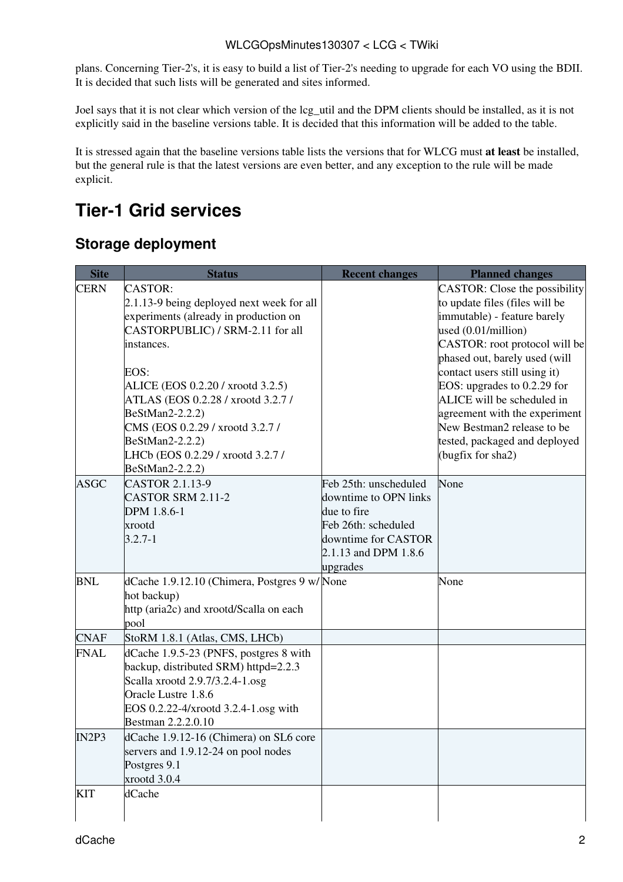plans. Concerning Tier-2's, it is easy to build a list of Tier-2's needing to upgrade for each VO using the BDII. It is decided that such lists will be generated and sites informed.

Joel says that it is not clear which version of the lcg_util and the DPM clients should be installed, as it is not explicitly said in the baseline versions table. It is decided that this information will be added to the table.

It is stressed again that the baseline versions table lists the versions that for WLCG must **at least** be installed, but the general rule is that the latest versions are even better, and any exception to the rule will be made explicit.

# Tier-1 Grid services

## Storage deployment

| Site | Status | Recent changes | Planned changes |
|---|---|---|---|
| CERN | CASTOR:<br>2.1.13-9 being deployed next week for all experiments (already in production on CASTORPUBLIC) / SRM-2.11 for all instances.<br><br>EOS:<br>ALICE (EOS 0.2.20 / xrootd 3.2.5)<br>ATLAS (EOS 0.2.28 / xrootd 3.2.7 / BeStMan2-2.2.2)<br>CMS (EOS 0.2.29 / xrootd 3.2.7 / BeStMan2-2.2.2)<br>LHCb (EOS 0.2.29 / xrootd 3.2.7 / BeStMan2-2.2.2) | | CASTOR: Close the possibility to update files (files will be immutable) - feature barely used (0.01/million)<br>CASTOR: root protocol will be phased out, barely used (will contact users still using it)<br>EOS: upgrades to 0.2.29 for ALICE will be scheduled in agreement with the experiment<br>New Bestman2 release to be tested, packaged and deployed (bugfix for sha2) |
| ASGC | CASTOR 2.1.13-9<br>CASTOR SRM 2.11-2<br>DPM 1.8.6-1<br>xrootd<br>3.2.7-1 | Feb 25th: unscheduled downtime to OPN links due to fire<br>Feb 26th: scheduled downtime for CASTOR 2.1.13 and DPM 1.8.6 upgrades | None |
| BNL | dCache 1.9.12.10 (Chimera, Postgres 9 w/ hot backup)<br>http (aria2c) and xrootd/Scalla on each pool | None | None |
| CNAF | StoRM 1.8.1 (Atlas, CMS, LHCb) | | |
| FNAL | dCache 1.9.5-23 (PNFS, postgres 8 with backup, distributed SRM) httpd=2.2.3<br>Scalla xrootd 2.9.7/3.2.4-1.osg<br>Oracle Lustre 1.8.6<br>EOS 0.2.22-4/xrootd 3.2.4-1.osg with Bestman 2.2.2.0.10 | | |
| IN2P3 | dCache 1.9.12-16 (Chimera) on SL6 core servers and 1.9.12-24 on pool nodes<br>Postgres 9.1<br>xrootd 3.0.4 | | |
| KIT | dCache | | |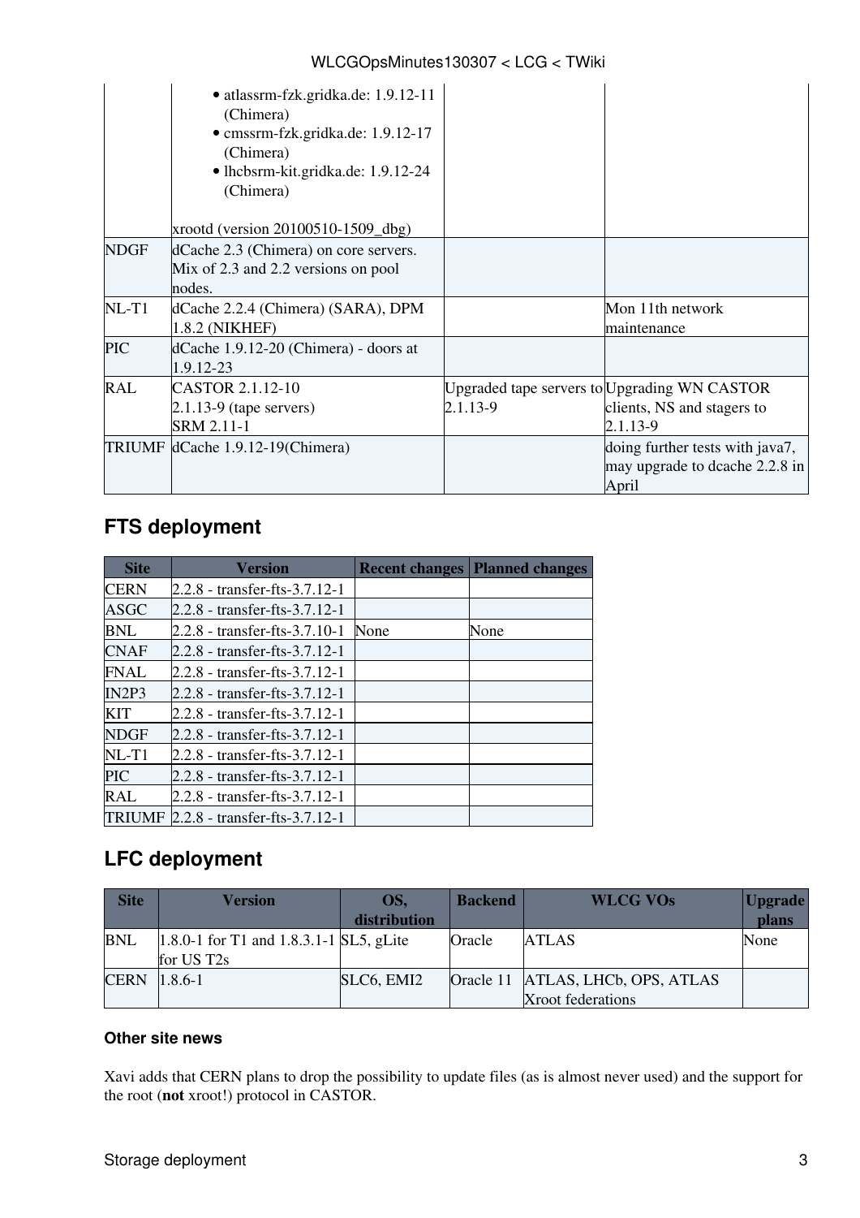| | | | |
|---|---|---|---|
| | • atlassrm-fzk.gridka.de: 1.9.12-11 (Chimera)<br>• cmssrm-fzk.gridka.de: 1.9.12-17 (Chimera)<br>• lhcbsrm-kit.gridka.de: 1.9.12-24 (Chimera)<br><br>xrootd (version 20100510-1509_dbg) | | |
| NDGF | dCache 2.3 (Chimera) on core servers. Mix of 2.3 and 2.2 versions on pool nodes. | | |
| NL-T1 | dCache 2.2.4 (Chimera) (SARA), DPM 1.8.2 (NIKHEF) | | Mon 11th network maintenance |
| PIC | dCache 1.9.12-20 (Chimera) - doors at 1.9.12-23 | | |
| RAL | CASTOR 2.1.12-10<br>2.1.13-9 (tape servers)<br>SRM 2.11-1 | Upgraded tape servers to 2.1.13-9 | Upgrading WN CASTOR clients, NS and stagers to 2.1.13-9 |
| TRIUMF | dCache 1.9.12-19(Chimera) | | doing further tests with java7, may upgrade to dcache 2.2.8 in April |

## FTS deployment

| Site | Version | Recent changes | Planned changes |
|---|---|---|---|
| CERN | 2.2.8 - transfer-fts-3.7.12-1 | | |
| ASGC | 2.2.8 - transfer-fts-3.7.12-1 | | |
| BNL | 2.2.8 - transfer-fts-3.7.10-1 | None | None |
| CNAF | 2.2.8 - transfer-fts-3.7.12-1 | | |
| FNAL | 2.2.8 - transfer-fts-3.7.12-1 | | |
| IN2P3 | 2.2.8 - transfer-fts-3.7.12-1 | | |
| KIT | 2.2.8 - transfer-fts-3.7.12-1 | | |
| NDGF | 2.2.8 - transfer-fts-3.7.12-1 | | |
| NL-T1 | 2.2.8 - transfer-fts-3.7.12-1 | | |
| PIC | 2.2.8 - transfer-fts-3.7.12-1 | | |
| RAL | 2.2.8 - transfer-fts-3.7.12-1 | | |
| TRIUMF | 2.2.8 - transfer-fts-3.7.12-1 | | |

## LFC deployment

| Site | Version | OS, distribution | Backend | WLCG VOs | Upgrade plans |
|---|---|---|---|---|---|
| BNL | 1.8.0-1 for T1 and 1.8.3.1-1 for US T2s | SL5, gLite | Oracle | ATLAS | None |
| CERN | 1.8.6-1 | SLC6, EMI2 | Oracle 11 | ATLAS, LHCb, OPS, ATLAS Xroot federations | |

#### Other site news

Xavi adds that CERN plans to drop the possibility to update files (as is almost never used) and the support for the root (**not** xroot!) protocol in CASTOR.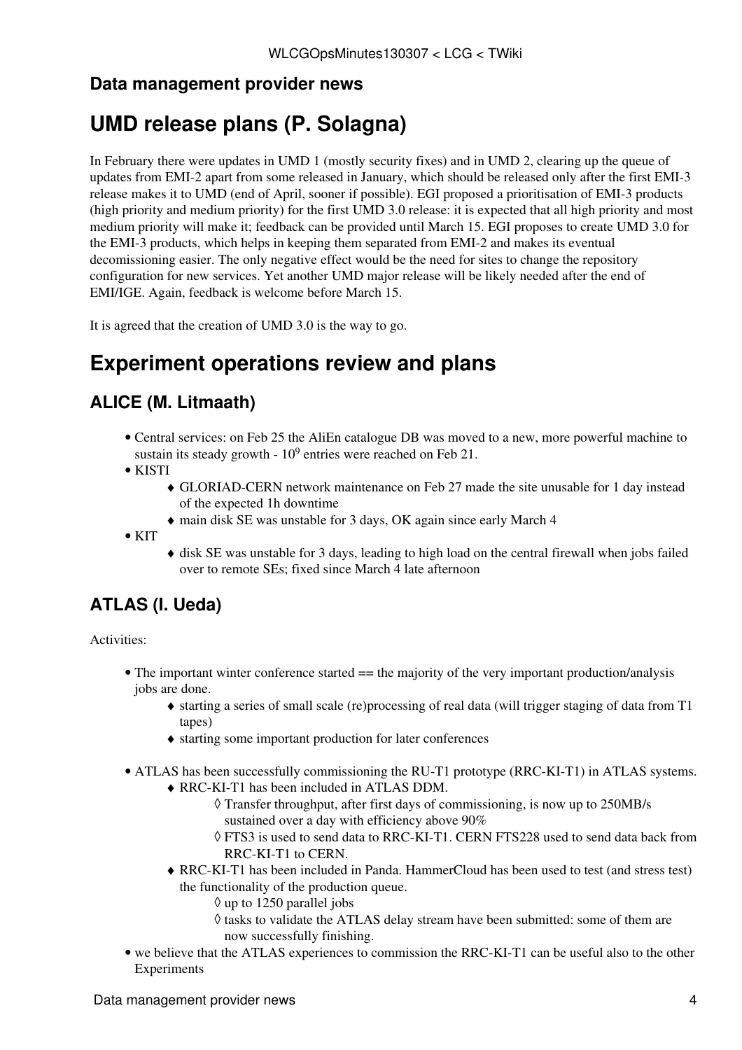### Data management provider news

# UMD release plans (P. Solagna)

In February there were updates in UMD 1 (mostly security fixes) and in UMD 2, clearing up the queue of updates from EMI-2 apart from some released in January, which should be released only after the first EMI-3 release makes it to UMD (end of April, sooner if possible). EGI proposed a prioritisation of EMI-3 products (high priority and medium priority) for the first UMD 3.0 release: it is expected that all high priority and most medium priority will make it; feedback can be provided until March 15. EGI proposes to create UMD 3.0 for the EMI-3 products, which helps in keeping them separated from EMI-2 and makes its eventual decomissioning easier. The only negative effect would be the need for sites to change the repository configuration for new services. Yet another UMD major release will be likely needed after the end of EMI/IGE. Again, feedback is welcome before March 15.

It is agreed that the creation of UMD 3.0 is the way to go.

# Experiment operations review and plans

## ALICE (M. Litmaath)

- Central services: on Feb 25 the AliEn catalogue DB was moved to a new, more powerful machine to sustain its steady growth - $10^9$ entries were reached on Feb 21.
- KISTI
    - GLORIAD-CERN network maintenance on Feb 27 made the site unusable for 1 day instead of the expected 1h downtime
    - main disk SE was unstable for 3 days, OK again since early March 4
- KIT
    - disk SE was unstable for 3 days, leading to high load on the central firewall when jobs failed over to remote SEs; fixed since March 4 late afternoon

## ATLAS (I. Ueda)

Activities:

- The important winter conference started == the majority of the very important production/analysis jobs are done.
    - starting a series of small scale (re)processing of real data (will trigger staging of data from T1 tapes)
    - starting some important production for later conferences
- ATLAS has been successfully commissioning the RU-T1 prototype (RRC-KI-T1) in ATLAS systems.
    - RRC-KI-T1 has been included in ATLAS DDM.
        - Transfer throughput, after first days of commissioning, is now up to 250MB/s sustained over a day with efficiency above 90%
        - FTS3 is used to send data to RRC-KI-T1. CERN FTS228 used to send data back from RRC-KI-T1 to CERN.
    - RRC-KI-T1 has been included in Panda. HammerCloud has been used to test (and stress test) the functionality of the production queue.
        - up to 1250 parallel jobs
        - tasks to validate the ATLAS delay stream have been submitted: some of them are now successfully finishing.
- we believe that the ATLAS experiences to commission the RRC-KI-T1 can be useful also to the other Experiments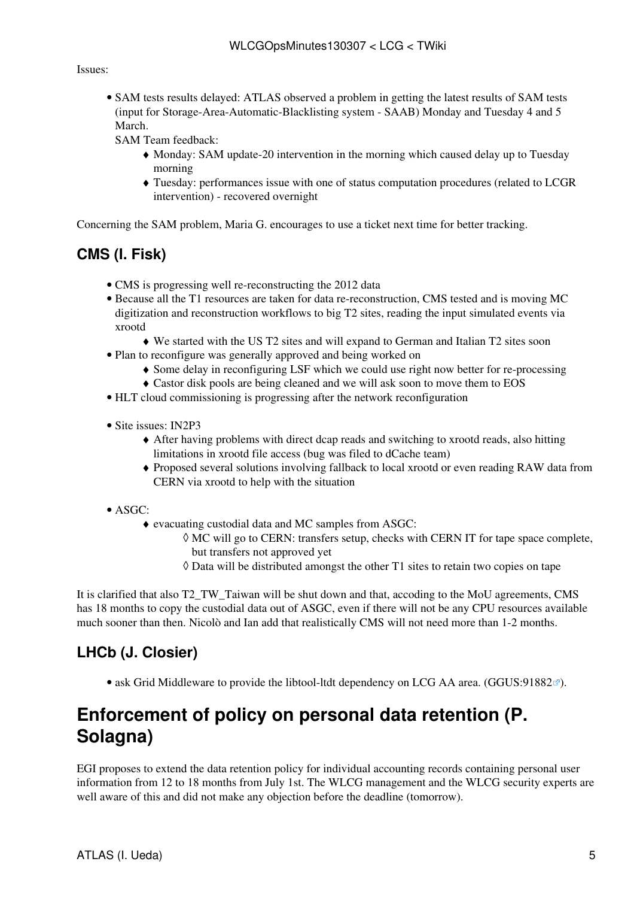Issues:

- SAM tests results delayed: ATLAS observed a problem in getting the latest results of SAM tests (input for Storage-Area-Automatic-Blacklisting system - SAAB) Monday and Tuesday 4 and 5 March.
  SAM Team feedback:
  - Monday: SAM update-20 intervention in the morning which caused delay up to Tuesday morning
  - Tuesday: performances issue with one of status computation procedures (related to LCGR intervention) - recovered overnight

Concerning the SAM problem, Maria G. encourages to use a ticket next time for better tracking.

### CMS (I. Fisk)

- CMS is progressing well re-reconstructing the 2012 data
- Because all the T1 resources are taken for data re-reconstruction, CMS tested and is moving MC digitization and reconstruction workflows to big T2 sites, reading the input simulated events via xrootd
  - We started with the US T2 sites and will expand to German and Italian T2 sites soon
- Plan to reconfigure was generally approved and being worked on
  - Some delay in reconfiguring LSF which we could use right now better for re-processing
  - Castor disk pools are being cleaned and we will ask soon to move them to EOS
- HLT cloud commissioning is progressing after the network reconfiguration

- Site issues: IN2P3
  - After having problems with direct dcap reads and switching to xrootd reads, also hitting limitations in xrootd file access (bug was filed to dCache team)
  - Proposed several solutions involving fallback to local xrootd or even reading RAW data from CERN via xrootd to help with the situation

- ASGC:
  - evacuating custodial data and MC samples from ASGC:
    - MC will go to CERN: transfers setup, checks with CERN IT for tape space complete, but transfers not approved yet
    - Data will be distributed amongst the other T1 sites to retain two copies on tape

It is clarified that also T2_TW_Taiwan will be shut down and that, accoding to the MoU agreements, CMS has 18 months to copy the custodial data out of ASGC, even if there will not be any CPU resources available much sooner than then. Nicolò and Ian add that realistically CMS will not need more than 1-2 months.

### LHCb (J. Closier)

- ask Grid Middleware to provide the libtool-ltdt dependency on LCG AA area. (GGUS:91882).

## Enforcement of policy on personal data retention (P. Solagna)

EGI proposes to extend the data retention policy for individual accounting records containing personal user information from 12 to 18 months from July 1st. The WLCG management and the WLCG security experts are well aware of this and did not make any objection before the deadline (tomorrow).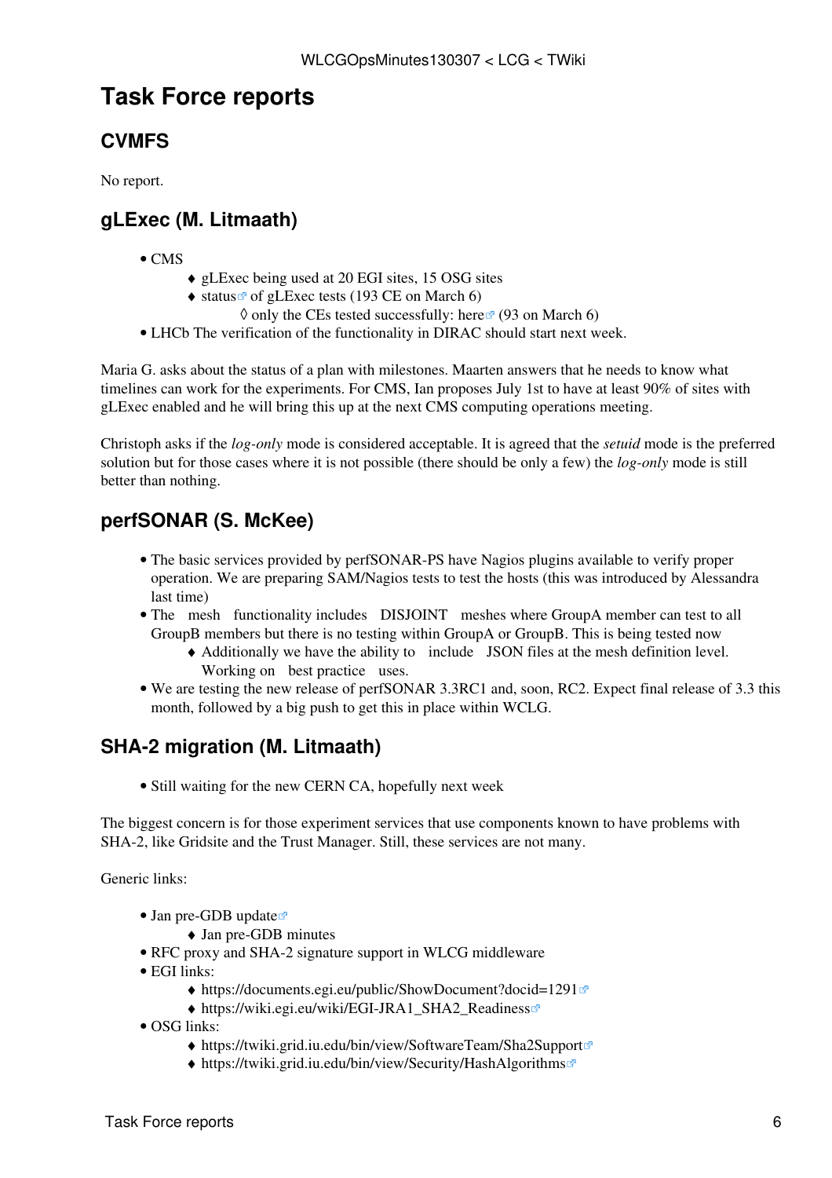# Task Force reports

## CVMFS

No report.

## gLExec (M. Litmaath)

- CMS
  - gLExec being used at 20 EGI sites, 15 OSG sites
  - status of gLExec tests (193 CE on March 6)
    - only the CEs tested successfully: here (93 on March 6)
- LHCb The verification of the functionality in DIRAC should start next week.

Maria G. asks about the status of a plan with milestones. Maarten answers that he needs to know what timelines can work for the experiments. For CMS, Ian proposes July 1st to have at least 90% of sites with gLExec enabled and he will bring this up at the next CMS computing operations meeting.

Christoph asks if the *log-only* mode is considered acceptable. It is agreed that the *setuid* mode is the preferred solution but for those cases where it is not possible (there should be only a few) the *log-only* mode is still better than nothing.

## perfSONAR (S. McKee)

- The basic services provided by perfSONAR-PS have Nagios plugins available to verify proper operation. We are preparing SAM/Nagios tests to test the hosts (this was introduced by Alessandra last time)
- The mesh functionality includes DISJOINT meshes where GroupA member can test to all GroupB members but there is no testing within GroupA or GroupB. This is being tested now
  - Additionally we have the ability to include JSON files at the mesh definition level. Working on best practice uses.
- We are testing the new release of perfSONAR 3.3RC1 and, soon, RC2. Expect final release of 3.3 this month, followed by a big push to get this in place within WCLG.

## SHA-2 migration (M. Litmaath)

- Still waiting for the new CERN CA, hopefully next week

The biggest concern is for those experiment services that use components known to have problems with SHA-2, like Gridsite and the Trust Manager. Still, these services are not many.

Generic links:

- Jan pre-GDB update
  - Jan pre-GDB minutes
- RFC proxy and SHA-2 signature support in WLCG middleware
- EGI links:
  - https://documents.egi.eu/public/ShowDocument?docid=1291
  - https://wiki.egi.eu/wiki/EGI-JRA1_SHA2_Readiness
- OSG links:
  - https://twiki.grid.iu.edu/bin/view/SoftwareTeam/Sha2Support
  - https://twiki.grid.iu.edu/bin/view/Security/HashAlgorithms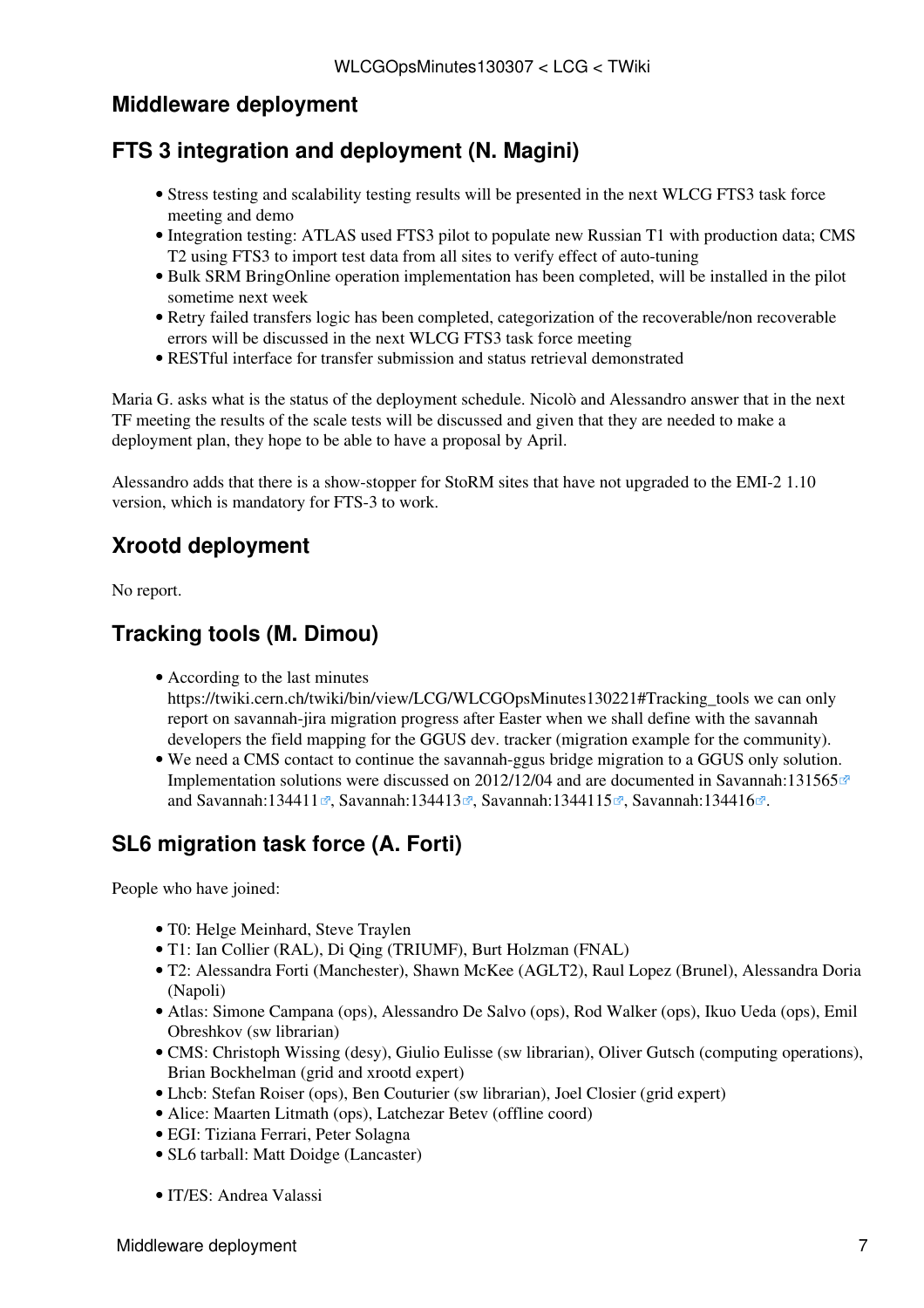## Middleware deployment

## FTS 3 integration and deployment (N. Magini)

- Stress testing and scalability testing results will be presented in the next WLCG FTS3 task force meeting and demo
- Integration testing: ATLAS used FTS3 pilot to populate new Russian T1 with production data; CMS T2 using FTS3 to import test data from all sites to verify effect of auto-tuning
- Bulk SRM BringOnline operation implementation has been completed, will be installed in the pilot sometime next week
- Retry failed transfers logic has been completed, categorization of the recoverable/non recoverable errors will be discussed in the next WLCG FTS3 task force meeting
- RESTful interface for transfer submission and status retrieval demonstrated

Maria G. asks what is the status of the deployment schedule. Nicolò and Alessandro answer that in the next TF meeting the results of the scale tests will be discussed and given that they are needed to make a deployment plan, they hope to be able to have a proposal by April.

Alessandro adds that there is a show-stopper for StoRM sites that have not upgraded to the EMI-2 1.10 version, which is mandatory for FTS-3 to work.

## Xrootd deployment

No report.

## Tracking tools (M. Dimou)

- According to the last minutes https://twiki.cern.ch/twiki/bin/view/LCG/WLCGOpsMinutes130221#Tracking_tools we can only report on savannah-jira migration progress after Easter when we shall define with the savannah developers the field mapping for the GGUS dev. tracker (migration example for the community).
- We need a CMS contact to continue the savannah-ggus bridge migration to a GGUS only solution. Implementation solutions were discussed on 2012/12/04 and are documented in Savannah:131565 and Savannah:134411, Savannah:134413, Savannah:1344115, Savannah:134416.

## SL6 migration task force (A. Forti)

People who have joined:

- T0: Helge Meinhard, Steve Traylen
- T1: Ian Collier (RAL), Di Qing (TRIUMF), Burt Holzman (FNAL)
- T2: Alessandra Forti (Manchester), Shawn McKee (AGLT2), Raul Lopez (Brunel), Alessandra Doria (Napoli)
- Atlas: Simone Campana (ops), Alessandro De Salvo (ops), Rod Walker (ops), Ikuo Ueda (ops), Emil Obreshkov (sw librarian)
- CMS: Christoph Wissing (desy), Giulio Eulisse (sw librarian), Oliver Gutsch (computing operations), Brian Bockhelman (grid and xrootd expert)
- Lhcb: Stefan Roiser (ops), Ben Couturier (sw librarian), Joel Closier (grid expert)
- Alice: Maarten Litmath (ops), Latchezar Betev (offline coord)
- EGI: Tiziana Ferrari, Peter Solagna
- SL6 tarball: Matt Doidge (Lancaster)

- IT/ES: Andrea Valassi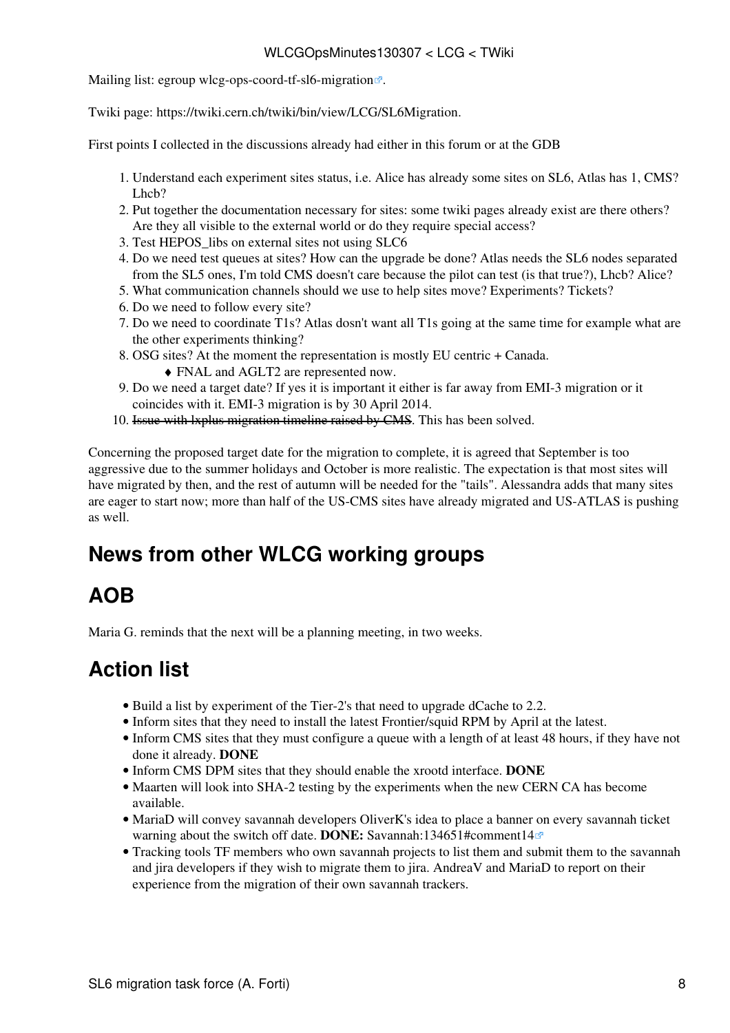Mailing list: egroup wlcg-ops-coord-tf-sl6-migration.

Twiki page: https://twiki.cern.ch/twiki/bin/view/LCG/SL6Migration.

First points I collected in the discussions already had either in this forum or at the GDB

1. Understand each experiment sites status, i.e. Alice has already some sites on SL6, Atlas has 1, CMS? Lhcb?
2. Put together the documentation necessary for sites: some twiki pages already exist are there others? Are they all visible to the external world or do they require special access?
3. Test HEPOS_libs on external sites not using SLC6
4. Do we need test queues at sites? How can the upgrade be done? Atlas needs the SL6 nodes separated from the SL5 ones, I'm told CMS doesn't care because the pilot can test (is that true?), Lhcb? Alice?
5. What communication channels should we use to help sites move? Experiments? Tickets?
6. Do we need to follow every site?
7. Do we need to coordinate T1s? Atlas dosn't want all T1s going at the same time for example what are the other experiments thinking?
8. OSG sites? At the moment the representation is mostly EU centric + Canada.
    - FNAL and AGLT2 are represented now.
9. Do we need a target date? If yes it is important it either is far away from EMI-3 migration or it coincides with it. EMI-3 migration is by 30 April 2014.
10. ~~Issue with lxplus migration timeline raised by CMS~~. This has been solved.

Concerning the proposed target date for the migration to complete, it is agreed that September is too aggressive due to the summer holidays and October is more realistic. The expectation is that most sites will have migrated by then, and the rest of autumn will be needed for the "tails". Alessandra adds that many sites are eager to start now; more than half of the US-CMS sites have already migrated and US-ATLAS is pushing as well.

## News from other WLCG working groups

## AOB

Maria G. reminds that the next will be a planning meeting, in two weeks.

## Action list

- Build a list by experiment of the Tier-2's that need to upgrade dCache to 2.2.
- Inform sites that they need to install the latest Frontier/squid RPM by April at the latest.
- Inform CMS sites that they must configure a queue with a length of at least 48 hours, if they have not done it already. **DONE**
- Inform CMS DPM sites that they should enable the xrootd interface. **DONE**
- Maarten will look into SHA-2 testing by the experiments when the new CERN CA has become available.
- MariaD will convey savannah developers OliverK's idea to place a banner on every savannah ticket warning about the switch off date. **DONE:** Savannah:134651#comment14
- Tracking tools TF members who own savannah projects to list them and submit them to the savannah and jira developers if they wish to migrate them to jira. AndreaV and MariaD to report on their experience from the migration of their own savannah trackers.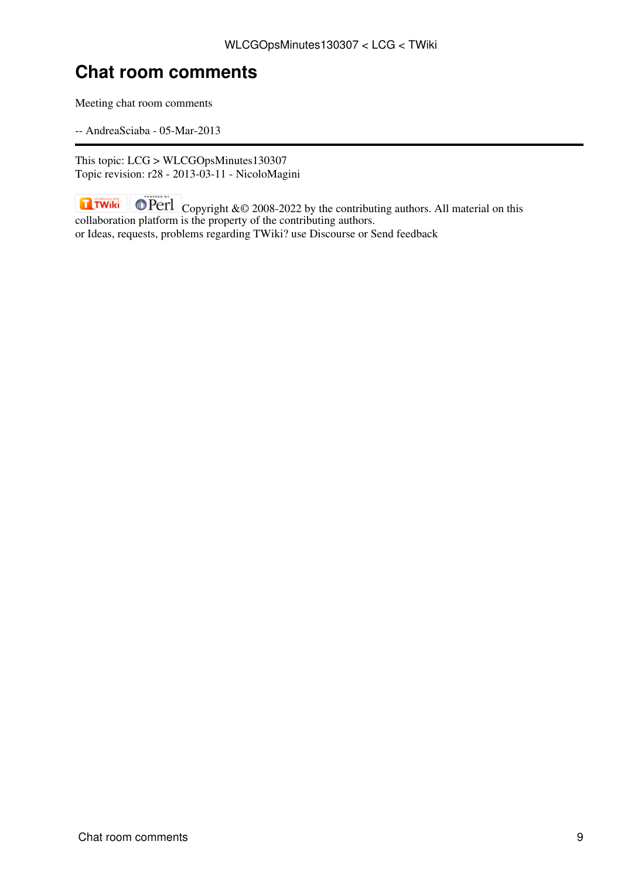# Chat room comments

Meeting chat room comments

-- AndreaSciaba - 05-Mar-2013

---

This topic: LCG > WLCGOpsMinutes130307
Topic revision: r28 - 2013-03-11 - NicoloMagini

Copyright &© 2008-2022 by the contributing authors. All material on this collaboration platform is the property of the contributing authors.
or Ideas, requests, problems regarding TWiki? use Discourse or Send feedback